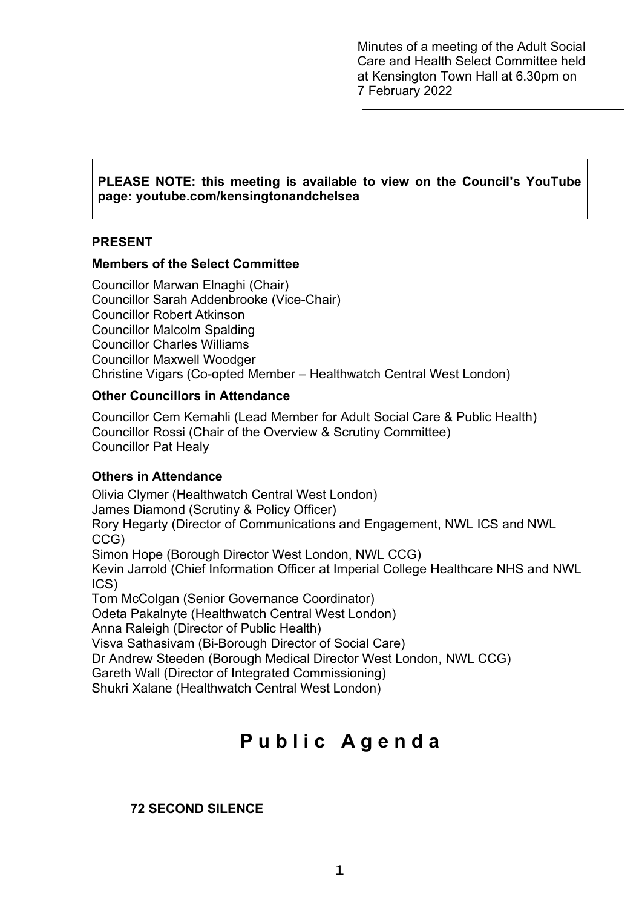Minutes of a meeting of the Adult Social Care and Health Select Committee held at Kensington Town Hall at 6.30pm on 7 February 2022

**PLEASE NOTE: this meeting is available to view on the Council's YouTube page: youtube.com/kensingtonandchelsea**

### PRESENT

#### Members of the Select Committee

Councillor Marwan Elnaghi (Chair)
Councillor Sarah Addenbrooke (Vice-Chair)
Councillor Robert Atkinson
Councillor Malcolm Spalding
Councillor Charles Williams
Councillor Maxwell Woodger
Christine Vigars (Co-opted Member – Healthwatch Central West London)

#### Other Councillors in Attendance

Councillor Cem Kemahli (Lead Member for Adult Social Care & Public Health)
Councillor Rossi (Chair of the Overview & Scrutiny Committee)
Councillor Pat Healy

#### Others in Attendance

Olivia Clymer (Healthwatch Central West London)
James Diamond (Scrutiny & Policy Officer)
Rory Hegarty (Director of Communications and Engagement, NWL ICS and NWL CCG)
Simon Hope (Borough Director West London, NWL CCG)
Kevin Jarrold (Chief Information Officer at Imperial College Healthcare NHS and NWL ICS)
Tom McColgan (Senior Governance Coordinator)
Odeta Pakalnyte (Healthwatch Central West London)
Anna Raleigh (Director of Public Health)
Visva Sathasivam (Bi-Borough Director of Social Care)
Dr Andrew Steeden (Borough Medical Director West London, NWL CCG)
Gareth Wall (Director of Integrated Commissioning)
Shukri Xalane (Healthwatch Central West London)

# Public Agenda

**72 SECOND SILENCE**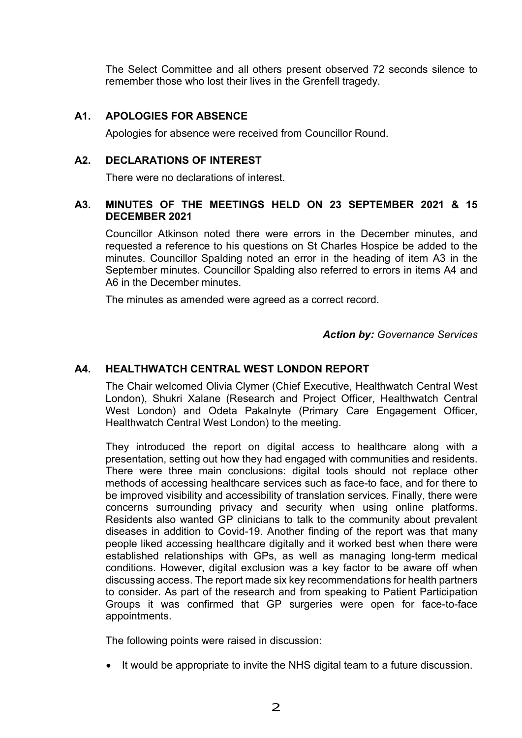The Select Committee and all others present observed 72 seconds silence to remember those who lost their lives in the Grenfell tragedy.

## A1. APOLOGIES FOR ABSENCE

Apologies for absence were received from Councillor Round.

## A2. DECLARATIONS OF INTEREST

There were no declarations of interest.

## A3. MINUTES OF THE MEETINGS HELD ON 23 SEPTEMBER 2021 & 15 DECEMBER 2021

Councillor Atkinson noted there were errors in the December minutes, and requested a reference to his questions on St Charles Hospice be added to the minutes. Councillor Spalding noted an error in the heading of item A3 in the September minutes. Councillor Spalding also referred to errors in items A4 and A6 in the December minutes.

The minutes as amended were agreed as a correct record.

***Action by:*** *Governance Services*

## A4. HEALTHWATCH CENTRAL WEST LONDON REPORT

The Chair welcomed Olivia Clymer (Chief Executive, Healthwatch Central West London), Shukri Xalane (Research and Project Officer, Healthwatch Central West London) and Odeta Pakalnyte (Primary Care Engagement Officer, Healthwatch Central West London) to the meeting.

They introduced the report on digital access to healthcare along with a presentation, setting out how they had engaged with communities and residents. There were three main conclusions: digital tools should not replace other methods of accessing healthcare services such as face-to face, and for there to be improved visibility and accessibility of translation services. Finally, there were concerns surrounding privacy and security when using online platforms. Residents also wanted GP clinicians to talk to the community about prevalent diseases in addition to Covid-19. Another finding of the report was that many people liked accessing healthcare digitally and it worked best when there were established relationships with GPs, as well as managing long-term medical conditions. However, digital exclusion was a key factor to be aware off when discussing access. The report made six key recommendations for health partners to consider. As part of the research and from speaking to Patient Participation Groups it was confirmed that GP surgeries were open for face-to-face appointments.

The following points were raised in discussion:

- It would be appropriate to invite the NHS digital team to a future discussion.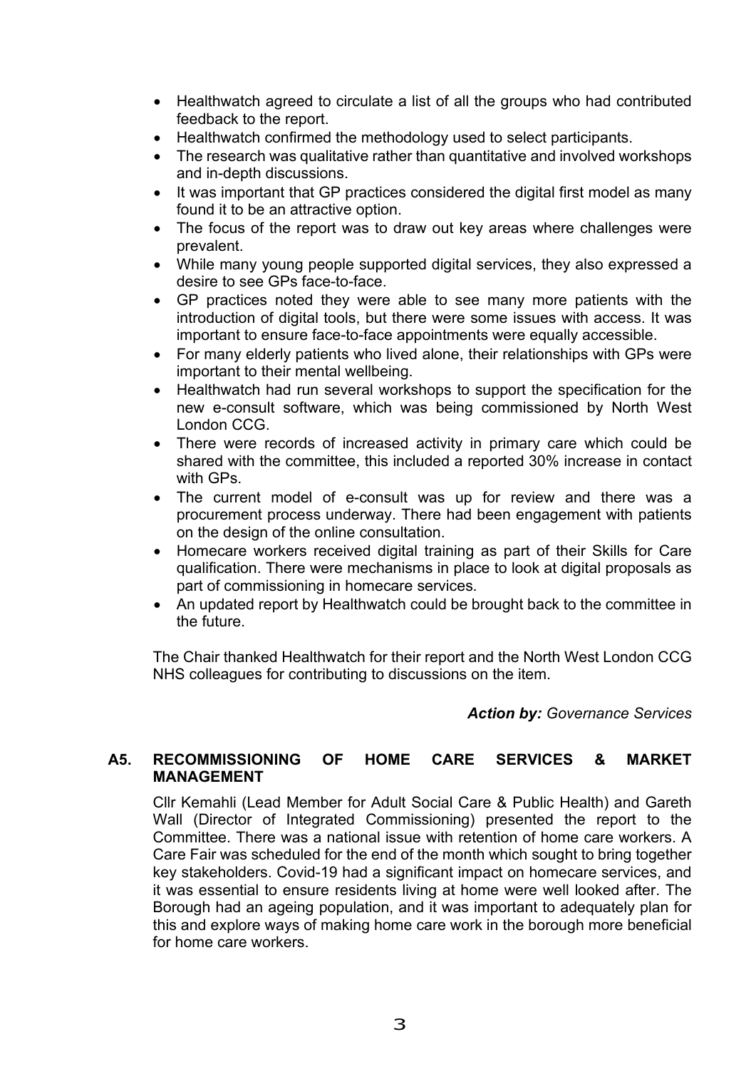- Healthwatch agreed to circulate a list of all the groups who had contributed feedback to the report.
- Healthwatch confirmed the methodology used to select participants.
- The research was qualitative rather than quantitative and involved workshops and in-depth discussions.
- It was important that GP practices considered the digital first model as many found it to be an attractive option.
- The focus of the report was to draw out key areas where challenges were prevalent.
- While many young people supported digital services, they also expressed a desire to see GPs face-to-face.
- GP practices noted they were able to see many more patients with the introduction of digital tools, but there were some issues with access. It was important to ensure face-to-face appointments were equally accessible.
- For many elderly patients who lived alone, their relationships with GPs were important to their mental wellbeing.
- Healthwatch had run several workshops to support the specification for the new e-consult software, which was being commissioned by North West London CCG.
- There were records of increased activity in primary care which could be shared with the committee, this included a reported 30% increase in contact with GPs.
- The current model of e-consult was up for review and there was a procurement process underway. There had been engagement with patients on the design of the online consultation.
- Homecare workers received digital training as part of their Skills for Care qualification. There were mechanisms in place to look at digital proposals as part of commissioning in homecare services.
- An updated report by Healthwatch could be brought back to the committee in the future.

The Chair thanked Healthwatch for their report and the North West London CCG NHS colleagues for contributing to discussions on the item.

***Action by:** Governance Services*

**A5. RECOMMISSIONING OF HOME CARE SERVICES & MARKET MANAGEMENT**

Cllr Kemahli (Lead Member for Adult Social Care & Public Health) and Gareth Wall (Director of Integrated Commissioning) presented the report to the Committee. There was a national issue with retention of home care workers. A Care Fair was scheduled for the end of the month which sought to bring together key stakeholders. Covid-19 had a significant impact on homecare services, and it was essential to ensure residents living at home were well looked after. The Borough had an ageing population, and it was important to adequately plan for this and explore ways of making home care work in the borough more beneficial for home care workers.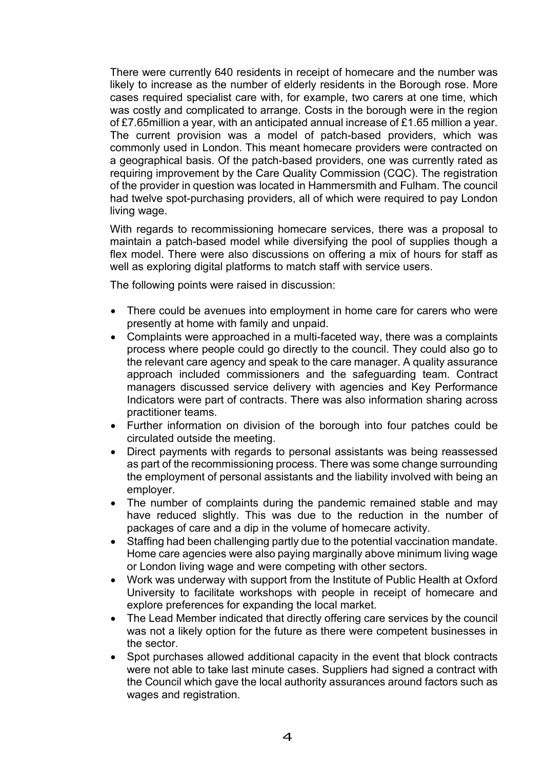There were currently 640 residents in receipt of homecare and the number was likely to increase as the number of elderly residents in the Borough rose. More cases required specialist care with, for example, two carers at one time, which was costly and complicated to arrange. Costs in the borough were in the region of £7.65million a year, with an anticipated annual increase of £1.65 million a year. The current provision was a model of patch-based providers, which was commonly used in London. This meant homecare providers were contracted on a geographical basis. Of the patch-based providers, one was currently rated as requiring improvement by the Care Quality Commission (CQC). The registration of the provider in question was located in Hammersmith and Fulham. The council had twelve spot-purchasing providers, all of which were required to pay London living wage.

With regards to recommissioning homecare services, there was a proposal to maintain a patch-based model while diversifying the pool of supplies though a flex model. There were also discussions on offering a mix of hours for staff as well as exploring digital platforms to match staff with service users.

The following points were raised in discussion:

- There could be avenues into employment in home care for carers who were presently at home with family and unpaid.
- Complaints were approached in a multi-faceted way, there was a complaints process where people could go directly to the council. They could also go to the relevant care agency and speak to the care manager. A quality assurance approach included commissioners and the safeguarding team. Contract managers discussed service delivery with agencies and Key Performance Indicators were part of contracts. There was also information sharing across practitioner teams.
- Further information on division of the borough into four patches could be circulated outside the meeting.
- Direct payments with regards to personal assistants was being reassessed as part of the recommissioning process. There was some change surrounding the employment of personal assistants and the liability involved with being an employer.
- The number of complaints during the pandemic remained stable and may have reduced slightly. This was due to the reduction in the number of packages of care and a dip in the volume of homecare activity.
- Staffing had been challenging partly due to the potential vaccination mandate. Home care agencies were also paying marginally above minimum living wage or London living wage and were competing with other sectors.
- Work was underway with support from the Institute of Public Health at Oxford University to facilitate workshops with people in receipt of homecare and explore preferences for expanding the local market.
- The Lead Member indicated that directly offering care services by the council was not a likely option for the future as there were competent businesses in the sector.
- Spot purchases allowed additional capacity in the event that block contracts were not able to take last minute cases. Suppliers had signed a contract with the Council which gave the local authority assurances around factors such as wages and registration.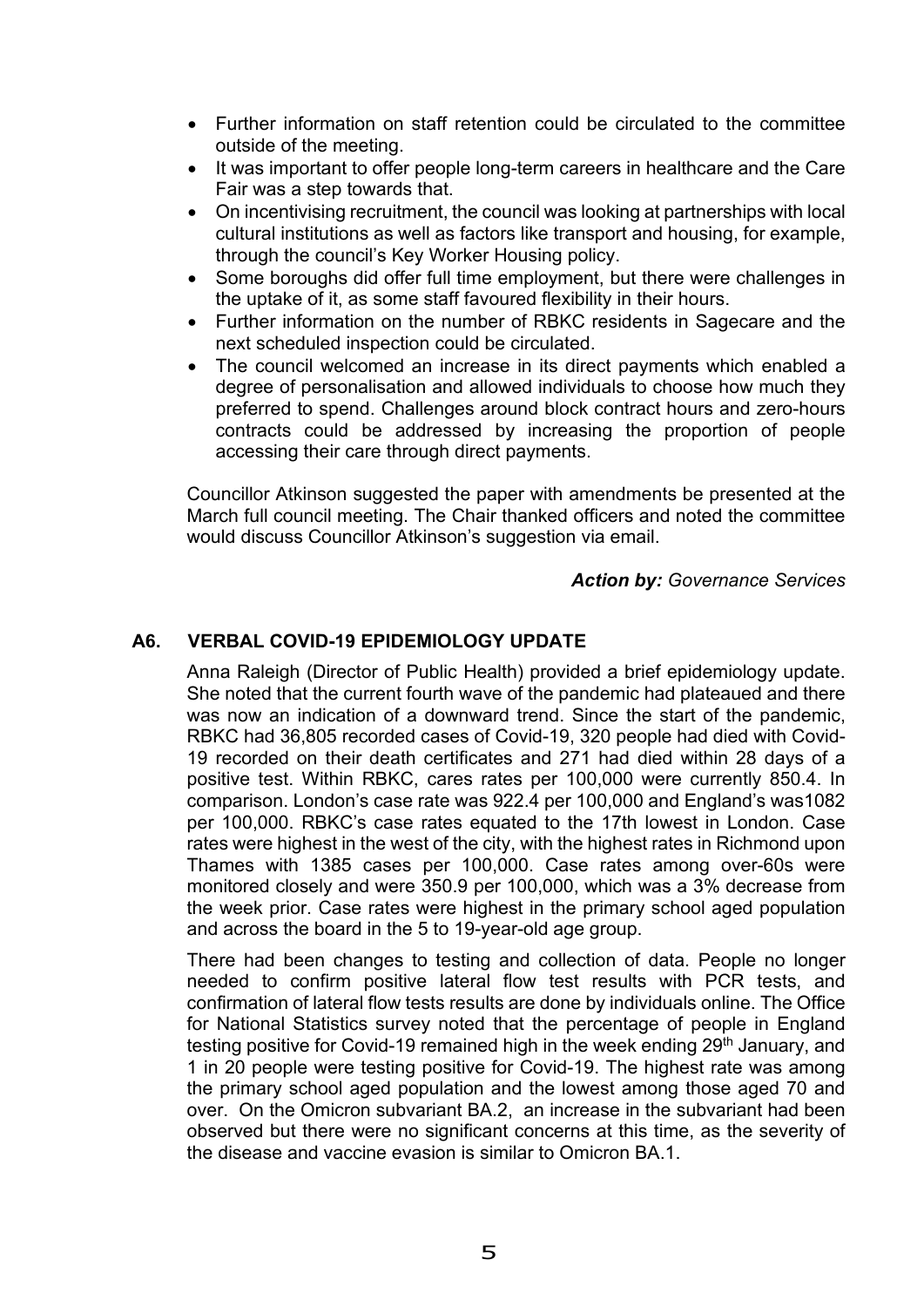- Further information on staff retention could be circulated to the committee outside of the meeting.
- It was important to offer people long-term careers in healthcare and the Care Fair was a step towards that.
- On incentivising recruitment, the council was looking at partnerships with local cultural institutions as well as factors like transport and housing, for example, through the council's Key Worker Housing policy.
- Some boroughs did offer full time employment, but there were challenges in the uptake of it, as some staff favoured flexibility in their hours.
- Further information on the number of RBKC residents in Sagecare and the next scheduled inspection could be circulated.
- The council welcomed an increase in its direct payments which enabled a degree of personalisation and allowed individuals to choose how much they preferred to spend. Challenges around block contract hours and zero-hours contracts could be addressed by increasing the proportion of people accessing their care through direct payments.

Councillor Atkinson suggested the paper with amendments be presented at the March full council meeting. The Chair thanked officers and noted the committee would discuss Councillor Atkinson's suggestion via email.

***Action by:** Governance Services*

## A6. VERBAL COVID-19 EPIDEMIOLOGY UPDATE

Anna Raleigh (Director of Public Health) provided a brief epidemiology update. She noted that the current fourth wave of the pandemic had plateaued and there was now an indication of a downward trend. Since the start of the pandemic, RBKC had 36,805 recorded cases of Covid-19, 320 people had died with Covid-19 recorded on their death certificates and 271 had died within 28 days of a positive test. Within RBKC, cares rates per 100,000 were currently 850.4. In comparison. London's case rate was 922.4 per 100,000 and England's was1082 per 100,000. RBKC's case rates equated to the 17th lowest in London. Case rates were highest in the west of the city, with the highest rates in Richmond upon Thames with 1385 cases per 100,000. Case rates among over-60s were monitored closely and were 350.9 per 100,000, which was a 3% decrease from the week prior. Case rates were highest in the primary school aged population and across the board in the 5 to 19-year-old age group.

There had been changes to testing and collection of data. People no longer needed to confirm positive lateral flow test results with PCR tests, and confirmation of lateral flow tests results are done by individuals online. The Office for National Statistics survey noted that the percentage of people in England testing positive for Covid-19 remained high in the week ending 29th January, and 1 in 20 people were testing positive for Covid-19. The highest rate was among the primary school aged population and the lowest among those aged 70 and over. On the Omicron subvariant BA.2, an increase in the subvariant had been observed but there were no significant concerns at this time, as the severity of the disease and vaccine evasion is similar to Omicron BA.1.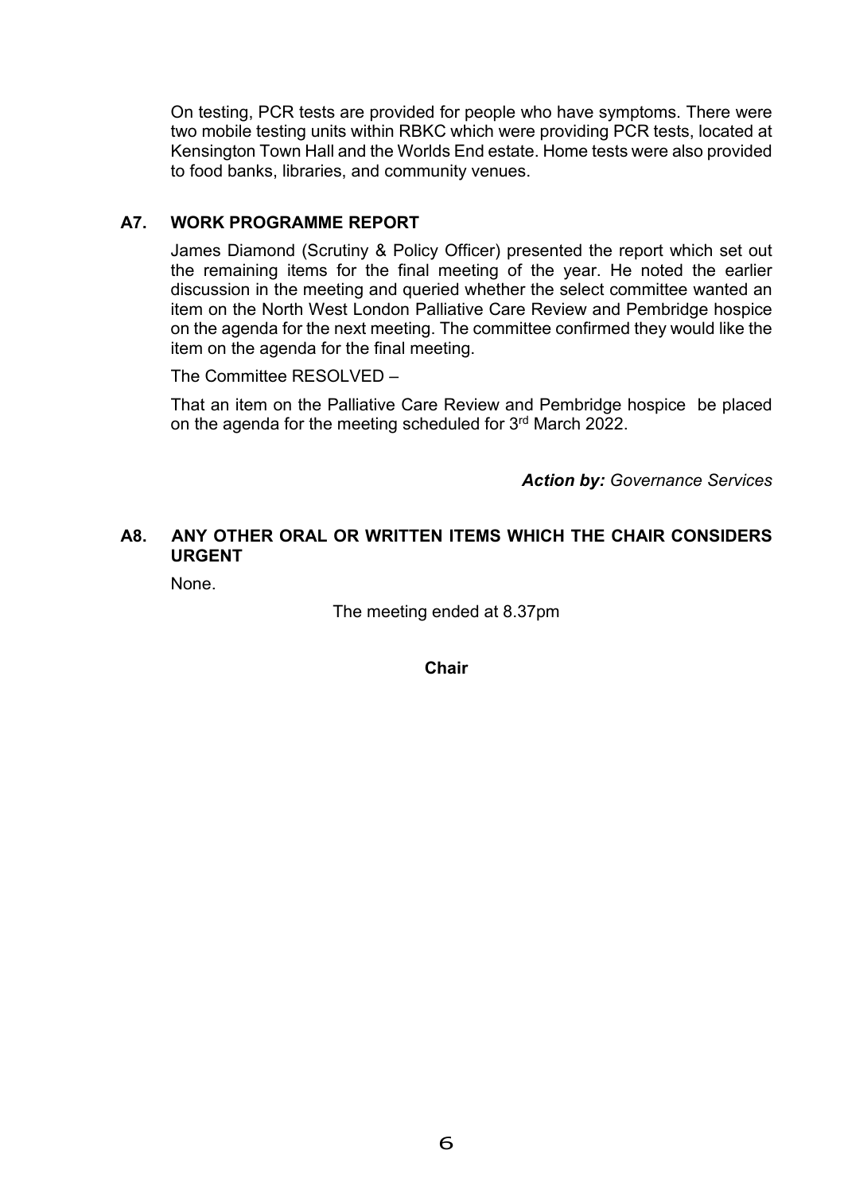On testing, PCR tests are provided for people who have symptoms. There were two mobile testing units within RBKC which were providing PCR tests, located at Kensington Town Hall and the Worlds End estate. Home tests were also provided to food banks, libraries, and community venues.

## A7. WORK PROGRAMME REPORT

James Diamond (Scrutiny & Policy Officer) presented the report which set out the remaining items for the final meeting of the year. He noted the earlier discussion in the meeting and queried whether the select committee wanted an item on the North West London Palliative Care Review and Pembridge hospice on the agenda for the next meeting. The committee confirmed they would like the item on the agenda for the final meeting.

The Committee RESOLVED –

That an item on the Palliative Care Review and Pembridge hospice be placed on the agenda for the meeting scheduled for 3rd March 2022.

***Action by:*** *Governance Services*

## A8. ANY OTHER ORAL OR WRITTEN ITEMS WHICH THE CHAIR CONSIDERS URGENT

None.

The meeting ended at 8.37pm

**Chair**